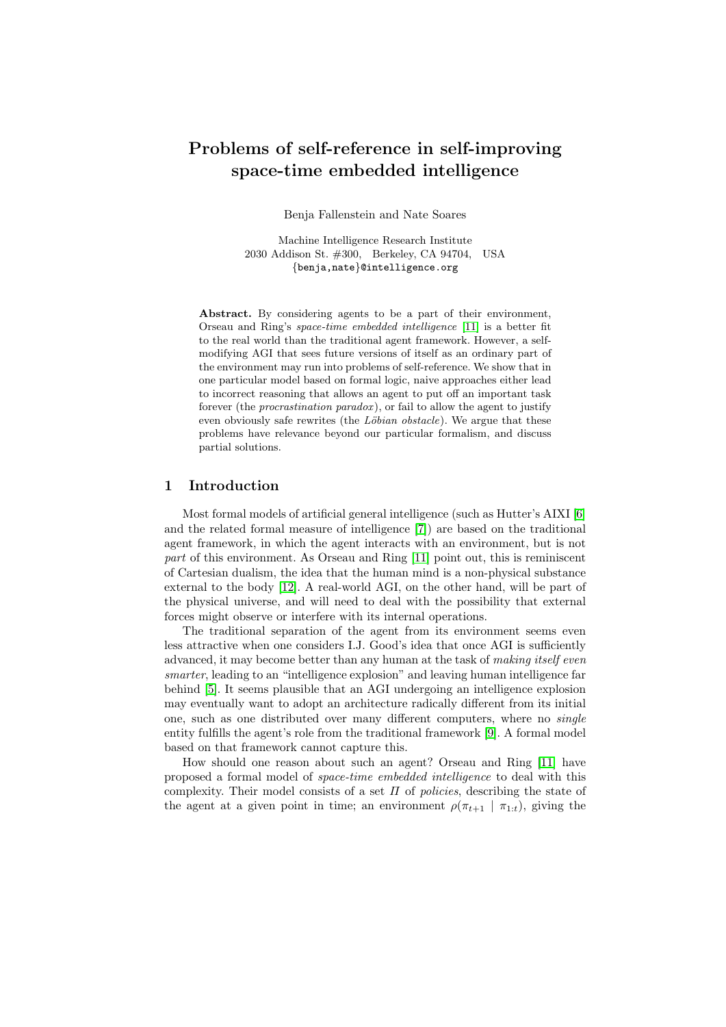# Problems of self-reference in self-improving space-time embedded intelligence

Benja Fallenstein and Nate Soares

Machine Intelligence Research Institute
2030 Addison St. #300, Berkeley, CA 94704, USA
{benja,nate}@intelligence.org

**Abstract.** By considering agents to be a part of their environment, Orseau and Ring's *space-time embedded intelligence* [11] is a better fit to the real world than the traditional agent framework. However, a self-modifying AGI that sees future versions of itself as an ordinary part of the environment may run into problems of self-reference. We show that in one particular model based on formal logic, naive approaches either lead to incorrect reasoning that allows an agent to put off an important task forever (the *procrastination paradox*), or fail to allow the agent to justify even obviously safe rewrites (the *Löbian obstacle*). We argue that these problems have relevance beyond our particular formalism, and discuss partial solutions.

## 1 Introduction

Most formal models of artificial general intelligence (such as Hutter's AIXI [6] and the related formal measure of intelligence [7]) are based on the traditional agent framework, in which the agent interacts with an environment, but is not *part* of this environment. As Orseau and Ring [11] point out, this is reminiscent of Cartesian dualism, the idea that the human mind is a non-physical substance external to the body [12]. A real-world AGI, on the other hand, will be part of the physical universe, and will need to deal with the possibility that external forces might observe or interfere with its internal operations.

The traditional separation of the agent from its environment seems even less attractive when one considers I.J. Good's idea that once AGI is sufficiently advanced, it may become better than any human at the task of *making itself even smarter*, leading to an "intelligence explosion" and leaving human intelligence far behind [5]. It seems plausible that an AGI undergoing an intelligence explosion may eventually want to adopt an architecture radically different from its initial one, such as one distributed over many different computers, where no *single* entity fulfills the agent's role from the traditional framework [9]. A formal model based on that framework cannot capture this.

How should one reason about such an agent? Orseau and Ring [11] have proposed a formal model of *space-time embedded intelligence* to deal with this complexity. Their model consists of a set $\Pi$ of *policies*, describing the state of the agent at a given point in time; an environment $\rho(\pi_{t+1} \mid \pi_{1:t})$, giving the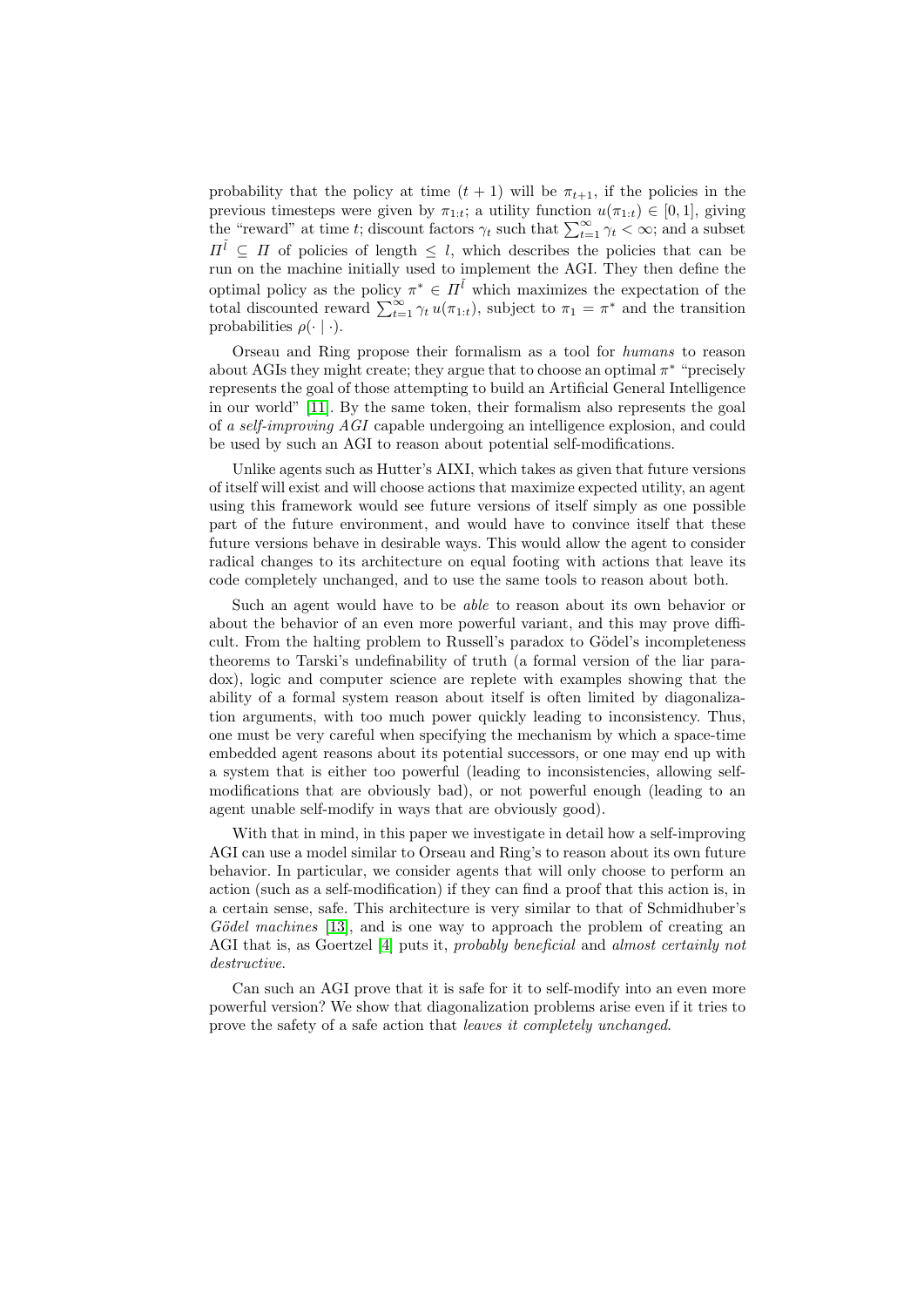probability that the policy at time $(t+1)$ will be $\pi_{t+1}$, if the policies in the previous timesteps were given by $\pi_{1:t}$; a utility function $u(\pi_{1:t}) \in [0,1]$, giving the "reward" at time $t$; discount factors $\gamma_t$ such that $\sum_{t=1}^{\infty} \gamma_t < \infty$; and a subset $\Pi^{\tilde{l}} \subseteq \Pi$ of policies of length $\leq l$, which describes the policies that can be run on the machine initially used to implement the AGI. They then define the optimal policy as the policy $\pi^* \in \Pi^{\tilde{l}}$ which maximizes the expectation of the total discounted reward $\sum_{t=1}^{\infty} \gamma_t \, u(\pi_{1:t})$, subject to $\pi_1 = \pi^*$ and the transition probabilities $\rho(\cdot \mid \cdot)$.

Orseau and Ring propose their formalism as a tool for *humans* to reason about AGIs they might create; they argue that to choose an optimal $\pi^*$ "precisely represents the goal of those attempting to build an Artificial General Intelligence in our world" [11]. By the same token, their formalism also represents the goal of *a self-improving AGI* capable undergoing an intelligence explosion, and could be used by such an AGI to reason about potential self-modifications.

Unlike agents such as Hutter's AIXI, which takes as given that future versions of itself will exist and will choose actions that maximize expected utility, an agent using this framework would see future versions of itself simply as one possible part of the future environment, and would have to convince itself that these future versions behave in desirable ways. This would allow the agent to consider radical changes to its architecture on equal footing with actions that leave its code completely unchanged, and to use the same tools to reason about both.

Such an agent would have to be *able* to reason about its own behavior or about the behavior of an even more powerful variant, and this may prove difficult. From the halting problem to Russell's paradox to Gödel's incompleteness theorems to Tarski's undefinability of truth (a formal version of the liar paradox), logic and computer science are replete with examples showing that the ability of a formal system reason about itself is often limited by diagonalization arguments, with too much power quickly leading to inconsistency. Thus, one must be very careful when specifying the mechanism by which a space-time embedded agent reasons about its potential successors, or one may end up with a system that is either too powerful (leading to inconsistencies, allowing self-modifications that are obviously bad), or not powerful enough (leading to an agent unable self-modify in ways that are obviously good).

With that in mind, in this paper we investigate in detail how a self-improving AGI can use a model similar to Orseau and Ring's to reason about its own future behavior. In particular, we consider agents that will only choose to perform an action (such as a self-modification) if they can find a proof that this action is, in a certain sense, safe. This architecture is very similar to that of Schmidhuber's *Gödel machines* [13], and is one way to approach the problem of creating an AGI that is, as Goertzel [4] puts it, *probably beneficial* and *almost certainly not destructive*.

Can such an AGI prove that it is safe for it to self-modify into an even more powerful version? We show that diagonalization problems arise even if it tries to prove the safety of a safe action that *leaves it completely unchanged*.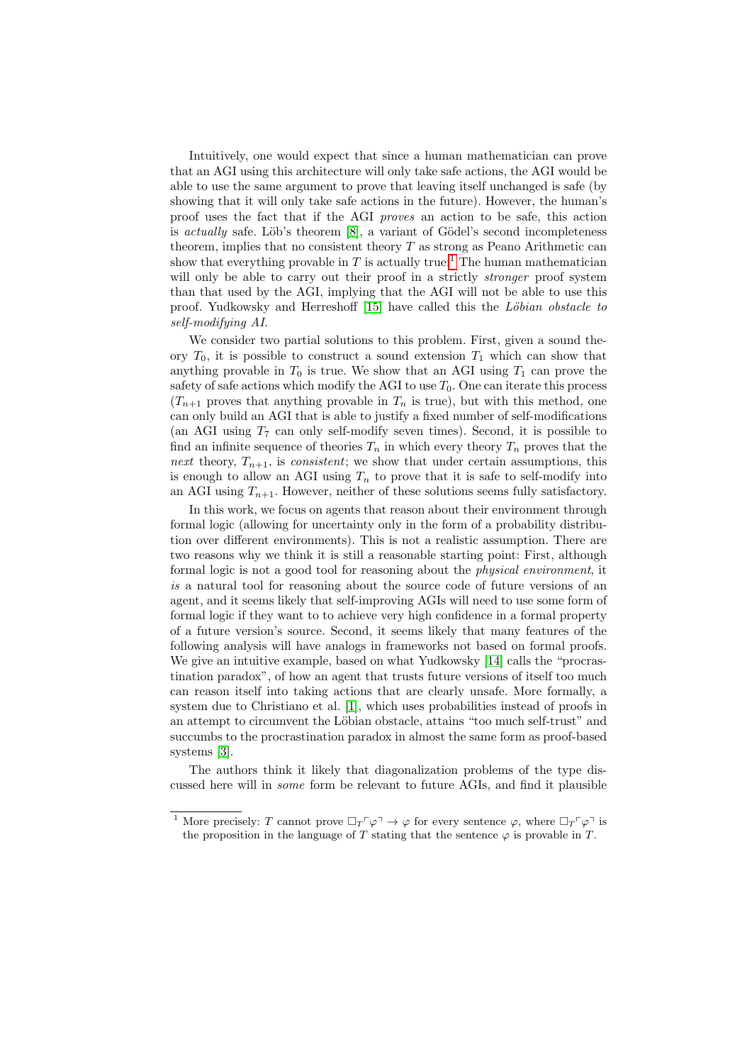Intuitively, one would expect that since a human mathematician can prove that an AGI using this architecture will only take safe actions, the AGI would be able to use the same argument to prove that leaving itself unchanged is safe (by showing that it will only take safe actions in the future). However, the human's proof uses the fact that if the AGI *proves* an action to be safe, this action is *actually* safe. Löb's theorem [8], a variant of Gödel's second incompleteness theorem, implies that no consistent theory $T$ as strong as Peano Arithmetic can show that everything provable in $T$ is actually true.[1] The human mathematician will only be able to carry out their proof in a strictly *stronger* proof system than that used by the AGI, implying that the AGI will not be able to use this proof. Yudkowsky and Herreshoff [15] have called this the *Löbian obstacle to self-modifying AI*.

We consider two partial solutions to this problem. First, given a sound theory $T_0$, it is possible to construct a sound extension $T_1$ which can show that anything provable in $T_0$ is true. We show that an AGI using $T_1$ can prove the safety of safe actions which modify the AGI to use $T_0$. One can iterate this process ($T_{n+1}$ proves that anything provable in $T_n$ is true), but with this method, one can only build an AGI that is able to justify a fixed number of self-modifications (an AGI using $T_7$ can only self-modify seven times). Second, it is possible to find an infinite sequence of theories $T_n$ in which every theory $T_n$ proves that the *next* theory, $T_{n+1}$, is *consistent*; we show that under certain assumptions, this is enough to allow an AGI using $T_n$ to prove that it is safe to self-modify into an AGI using $T_{n+1}$. However, neither of these solutions seems fully satisfactory.

In this work, we focus on agents that reason about their environment through formal logic (allowing for uncertainty only in the form of a probability distribution over different environments). This is not a realistic assumption. There are two reasons why we think it is still a reasonable starting point: First, although formal logic is not a good tool for reasoning about the *physical environment*, it *is* a natural tool for reasoning about the source code of future versions of an agent, and it seems likely that self-improving AGIs will need to use some form of formal logic if they want to to achieve very high confidence in a formal property of a future version's source. Second, it seems likely that many features of the following analysis will have analogs in frameworks not based on formal proofs. We give an intuitive example, based on what Yudkowsky [14] calls the "procrastination paradox", of how an agent that trusts future versions of itself too much can reason itself into taking actions that are clearly unsafe. More formally, a system due to Christiano et al. [1], which uses probabilities instead of proofs in an attempt to circumvent the Löbian obstacle, attains "too much self-trust" and succumbs to the procrastination paradox in almost the same form as proof-based systems [3].

The authors think it likely that diagonalization problems of the type discussed here will in *some* form be relevant to future AGIs, and find it plausible

[1] More precisely: $T$ cannot prove $\Box_T\ulcorner\varphi\urcorner \to \varphi$ for every sentence $\varphi$, where $\Box_T\ulcorner\varphi\urcorner$ is the proposition in the language of $T$ stating that the sentence $\varphi$ is provable in $T$.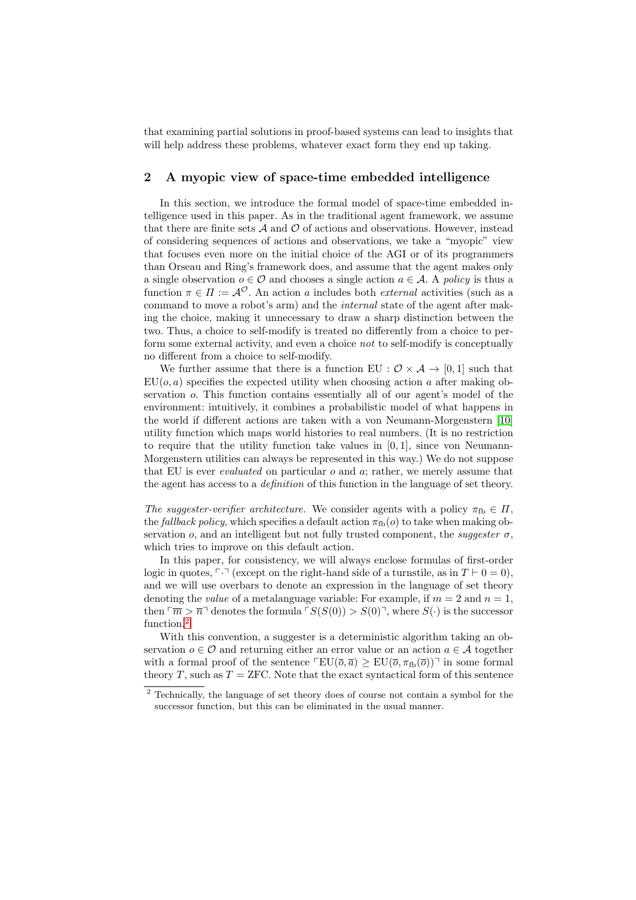that examining partial solutions in proof-based systems can lead to insights that will help address these problems, whatever exact form they end up taking.

## 2 A myopic view of space-time embedded intelligence

In this section, we introduce the formal model of space-time embedded intelligence used in this paper. As in the traditional agent framework, we assume that there are finite sets $\mathcal{A}$ and $\mathcal{O}$ of actions and observations. However, instead of considering sequences of actions and observations, we take a "myopic" view that focuses even more on the initial choice of the AGI or of its programmers than Orseau and Ring's framework does, and assume that the agent makes only a single observation $o \in \mathcal{O}$ and chooses a single action $a \in \mathcal{A}$. A *policy* is thus a function $\pi \in \Pi := \mathcal{A}^{\mathcal{O}}$. An action $a$ includes both *external* activities (such as a command to move a robot's arm) and the *internal* state of the agent after making the choice, making it unnecessary to draw a sharp distinction between the two. Thus, a choice to self-modify is treated no differently from a choice to perform some external activity, and even a choice *not* to self-modify is conceptually no different from a choice to self-modify.

We further assume that there is a function $\mathrm{EU} : \mathcal{O} \times \mathcal{A} \to [0, 1]$ such that $\mathrm{EU}(o, a)$ specifies the expected utility when choosing action $a$ after making observation $o$. This function contains essentially all of our agent's model of the environment: intuitively, it combines a probabilistic model of what happens in the world if different actions are taken with a von Neumann-Morgenstern [10] utility function which maps world histories to real numbers. (It is no restriction to require that the utility function take values in $[0, 1]$, since von Neumann-Morgenstern utilities can always be represented in this way.) We do not suppose that EU is ever *evaluated* on particular $o$ and $a$; rather, we merely assume that the agent has access to a *definition* of this function in the language of set theory.

*The suggester-verifier architecture.* We consider agents with a policy $\pi_{\mathrm{fb}} \in \Pi$, the *fallback policy*, which specifies a default action $\pi_{\mathrm{fb}}(o)$ to take when making observation $o$, and an intelligent but not fully trusted component, the *suggester* $\sigma$, which tries to improve on this default action.

In this paper, for consistency, we will always enclose formulas of first-order logic in quotes, $\ulcorner\cdot\urcorner$ (except on the right-hand side of a turnstile, as in $T \vdash 0 = 0$), and we will use overbars to denote an expression in the language of set theory denoting the *value* of a metalanguage variable: For example, if $m = 2$ and $n = 1$, then $\ulcorner\overline{m} > \overline{n}\urcorner$ denotes the formula $\ulcorner S(S(0)) > S(0)\urcorner$, where $S(\cdot)$ is the successor function.[2]

With this convention, a suggester is a deterministic algorithm taking an observation $o \in \mathcal{O}$ and returning either an error value or an action $a \in \mathcal{A}$ together with a formal proof of the sentence $\ulcorner\mathrm{EU}(\overline{o}, \overline{a}) \geq \mathrm{EU}(\overline{o}, \pi_{\mathrm{fb}}(\overline{o}))\urcorner$ in some formal theory $T$, such as $T = \mathrm{ZFC}$. Note that the exact syntactical form of this sentence

[2] Technically, the language of set theory does of course not contain a symbol for the successor function, but this can be eliminated in the usual manner.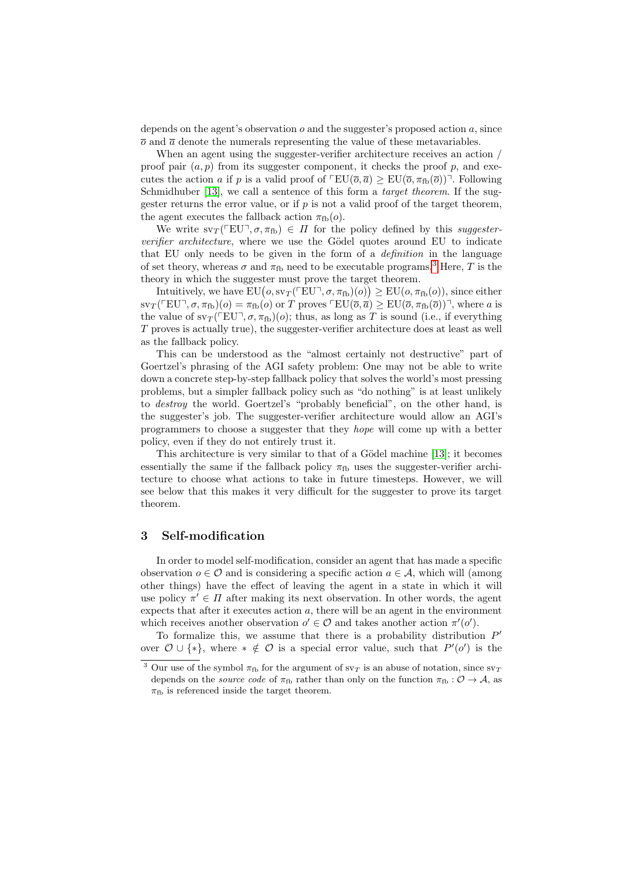depends on the agent's observation $o$ and the suggester's proposed action $a$, since $\overline{o}$ and $\overline{a}$ denote the numerals representing the value of these metavariables.

When an agent using the suggester-verifier architecture receives an action / proof pair $(a, p)$ from its suggester component, it checks the proof $p$, and executes the action $a$ if $p$ is a valid proof of $\ulcorner \mathrm{EU}(\overline{o}, \overline{a}) \geq \mathrm{EU}(\overline{o}, \pi_{\mathrm{fb}}(\overline{o})) \urcorner$. Following Schmidhuber [13], we call a sentence of this form a *target theorem*. If the suggester returns the error value, or if $p$ is not a valid proof of the target theorem, the agent executes the fallback action $\pi_{\mathrm{fb}}(o)$.

We write $\mathrm{sv}_T(\ulcorner \mathrm{EU} \urcorner, \sigma, \pi_{\mathrm{fb}}) \in \Pi$ for the policy defined by this *suggester-verifier architecture*, where we use the Gödel quotes around EU to indicate that EU only needs to be given in the form of a *definition* in the language of set theory, whereas $\sigma$ and $\pi_{\mathrm{fb}}$ need to be executable programs.[3] Here, $T$ is the theory in which the suggester must prove the target theorem.

Intuitively, we have $\mathrm{EU}\big(o, \mathrm{sv}_T(\ulcorner \mathrm{EU} \urcorner, \sigma, \pi_{\mathrm{fb}})(o)\big) \geq \mathrm{EU}(o, \pi_{\mathrm{fb}}(o))$, since either $\mathrm{sv}_T(\ulcorner \mathrm{EU} \urcorner, \sigma, \pi_{\mathrm{fb}})(o) = \pi_{\mathrm{fb}}(o)$ or $T$ proves $\ulcorner \mathrm{EU}(\overline{o}, \overline{a}) \geq \mathrm{EU}(\overline{o}, \pi_{\mathrm{fb}}(\overline{o})) \urcorner$, where $a$ is the value of $\mathrm{sv}_T(\ulcorner \mathrm{EU} \urcorner, \sigma, \pi_{\mathrm{fb}})(o)$; thus, as long as $T$ is sound (i.e., if everything $T$ proves is actually true), the suggester-verifier architecture does at least as well as the fallback policy.

This can be understood as the "almost certainly not destructive" part of Goertzel's phrasing of the AGI safety problem: One may not be able to write down a concrete step-by-step fallback policy that solves the world's most pressing problems, but a simpler fallback policy such as "do nothing" is at least unlikely to *destroy* the world. Goertzel's "probably beneficial", on the other hand, is the suggester's job. The suggester-verifier architecture would allow an AGI's programmers to choose a suggester that they *hope* will come up with a better policy, even if they do not entirely trust it.

This architecture is very similar to that of a Gödel machine [13]; it becomes essentially the same if the fallback policy $\pi_{\mathrm{fb}}$ uses the suggester-verifier architecture to choose what actions to take in future timesteps. However, we will see below that this makes it very difficult for the suggester to prove its target theorem.

## 3 Self-modification

In order to model self-modification, consider an agent that has made a specific observation $o \in \mathcal{O}$ and is considering a specific action $a \in \mathcal{A}$, which will (among other things) have the effect of leaving the agent in a state in which it will use policy $\pi' \in \Pi$ after making its next observation. In other words, the agent expects that after it executes action $a$, there will be an agent in the environment which receives another observation $o' \in \mathcal{O}$ and takes another action $\pi'(o')$.

To formalize this, we assume that there is a probability distribution $P'$ over $\mathcal{O} \cup \{*\}$, where $* \notin \mathcal{O}$ is a special error value, such that $P'(o')$ is the

[3] Our use of the symbol $\pi_{\mathrm{fb}}$ for the argument of $\mathrm{sv}_T$ is an abuse of notation, since $\mathrm{sv}_T$ depends on the *source code* of $\pi_{\mathrm{fb}}$ rather than only on the function $\pi_{\mathrm{fb}} : \mathcal{O} \to \mathcal{A}$, as $\pi_{\mathrm{fb}}$ is referenced inside the target theorem.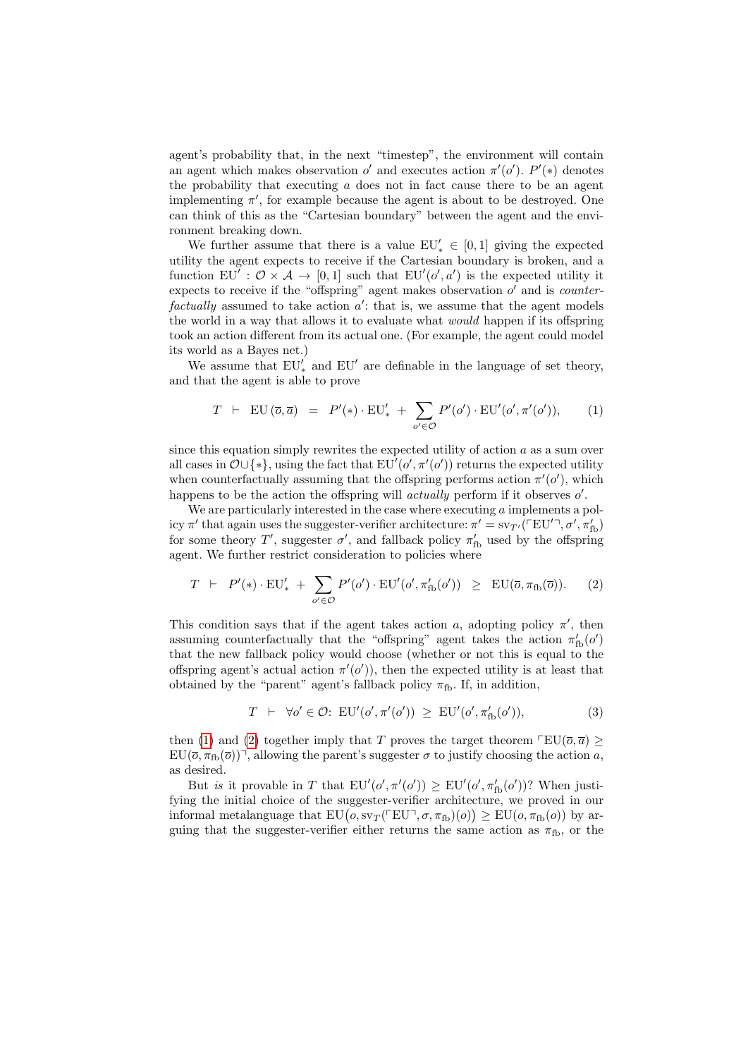agent's probability that, in the next "timestep", the environment will contain an agent which makes observation $o'$ and executes action $\pi'(o')$. $P'(*)$ denotes the probability that executing $a$ does not in fact cause there to be an agent implementing $\pi'$, for example because the agent is about to be destroyed. One can think of this as the "Cartesian boundary" between the agent and the environment breaking down.

We further assume that there is a value $\mathrm{EU}'_* \in [0, 1]$ giving the expected utility the agent expects to receive if the Cartesian boundary is broken, and a function $\mathrm{EU}' : \mathcal{O} \times \mathcal{A} \to [0, 1]$ such that $\mathrm{EU}'(o', a')$ is the expected utility it expects to receive if the "offspring" agent makes observation $o'$ and is *counterfactually* assumed to take action $a'$: that is, we assume that the agent models the world in a way that allows it to evaluate what *would* happen if its offspring took an action different from its actual one. (For example, the agent could model its world as a Bayes net.)

We assume that $\mathrm{EU}'_*$ and $\mathrm{EU}'$ are definable in the language of set theory, and that the agent is able to prove

$$T \;\vdash\; \mathrm{EU}\,(\overline{o}, \overline{a}) \;=\; P'(*) \cdot \mathrm{EU}'_* \;+\; \sum_{o' \in \mathcal{O}} P'(o') \cdot \mathrm{EU}'(o', \pi'(o')), \tag{1}$$

since this equation simply rewrites the expected utility of action $a$ as a sum over all cases in $\mathcal{O} \cup \{*\}$, using the fact that $\mathrm{EU}'(o', \pi'(o'))$ returns the expected utility when counterfactually assuming that the offspring performs action $\pi'(o')$, which happens to be the action the offspring will *actually* perform if it observes $o'$.

We are particularly interested in the case where executing $a$ implements a policy $\pi'$ that again uses the suggester-verifier architecture: $\pi' = \mathrm{sv}_{T'}(\ulcorner \mathrm{EU}' \urcorner, \sigma', \pi'_{\mathrm{fb}})$ for some theory $T'$, suggester $\sigma'$, and fallback policy $\pi'_{\mathrm{fb}}$ used by the offspring agent. We further restrict consideration to policies where

$$T \;\vdash\; P'(*) \cdot \mathrm{EU}'_* \;+\; \sum_{o' \in \mathcal{O}} P'(o') \cdot \mathrm{EU}'(o', \pi'_{\mathrm{fb}}(o')) \;\;\geq\;\; \mathrm{EU}(\overline{o}, \pi_{\mathrm{fb}}(\overline{o})). \tag{2}$$

This condition says that if the agent takes action $a$, adopting policy $\pi'$, then assuming counterfactually that the "offspring" agent takes the action $\pi'_{\mathrm{fb}}(o')$ that the new fallback policy would choose (whether or not this is equal to the offspring agent's actual action $\pi'(o')$), then the expected utility is at least that obtained by the "parent" agent's fallback policy $\pi_{\mathrm{fb}}$. If, in addition,

$$T \;\vdash\; \forall o' \in \mathcal{O}\colon\; \mathrm{EU}'(o', \pi'(o')) \;\geq\; \mathrm{EU}'(o', \pi'_{\mathrm{fb}}(o')), \tag{3}$$

then (1) and (2) together imply that $T$ proves the target theorem $\ulcorner \mathrm{EU}(\overline{o}, \overline{a}) \geq \mathrm{EU}(\overline{o}, \pi_{\mathrm{fb}}(\overline{o})) \urcorner$, allowing the parent's suggester $\sigma$ to justify choosing the action $a$, as desired.

But *is* it provable in $T$ that $\mathrm{EU}'(o', \pi'(o')) \geq \mathrm{EU}'(o', \pi'_{\mathrm{fb}}(o'))$? When justifying the initial choice of the suggester-verifier architecture, we proved in our informal metalanguage that $\mathrm{EU}\big(o, \mathrm{sv}_T(\ulcorner \mathrm{EU} \urcorner, \sigma, \pi_{\mathrm{fb}})(o)\big) \geq \mathrm{EU}(o, \pi_{\mathrm{fb}}(o))$ by arguing that the suggester-verifier either returns the same action as $\pi_{\mathrm{fb}}$, or the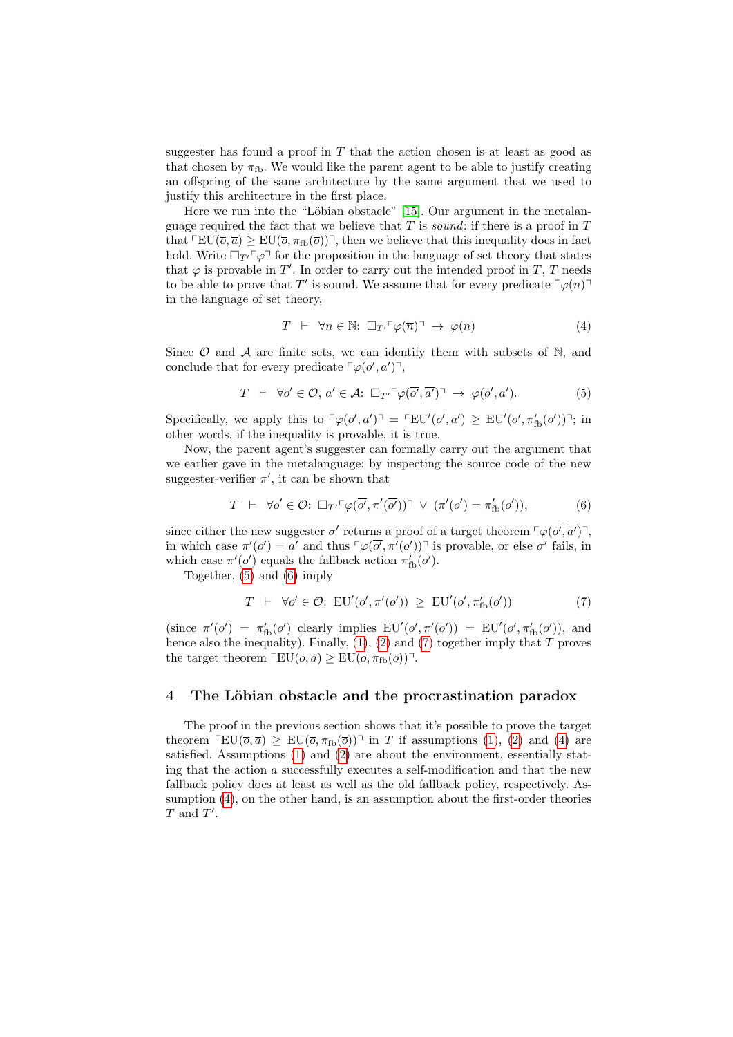suggester has found a proof in $T$ that the action chosen is at least as good as that chosen by $\pi_{\text{fb}}$. We would like the parent agent to be able to justify creating an offspring of the same architecture by the same argument that we used to justify this architecture in the first place.

Here we run into the "Löbian obstacle" [15]. Our argument in the metalanguage required the fact that we believe that $T$ is *sound*: if there is a proof in $T$ that $\ulcorner \text{EU}(\overline{o}, \overline{a}) \geq \text{EU}(\overline{o}, \pi_{\text{fb}}(\overline{o}))\urcorner$, then we believe that this inequality does in fact hold. Write $\Box_{T'}\ulcorner\varphi\urcorner$ for the proposition in the language of set theory that states that $\varphi$ is provable in $T'$. In order to carry out the intended proof in $T$, $T$ needs to be able to prove that $T'$ is sound. We assume that for every predicate $\ulcorner\varphi(n)\urcorner$ in the language of set theory,

$$T \;\vdash\; \forall n \in \mathbb{N}\colon\; \Box_{T'}\ulcorner\varphi(\overline{n})\urcorner \;\rightarrow\; \varphi(n) \tag{4}$$

Since $\mathcal{O}$ and $\mathcal{A}$ are finite sets, we can identify them with subsets of $\mathbb{N}$, and conclude that for every predicate $\ulcorner\varphi(o', a')\urcorner$,

$$T \;\vdash\; \forall o' \in \mathcal{O},\, a' \in \mathcal{A}\colon\; \Box_{T'}\ulcorner\varphi(\overline{o'}, \overline{a'})\urcorner \;\rightarrow\; \varphi(o', a'). \tag{5}$$

Specifically, we apply this to $\ulcorner\varphi(o', a')\urcorner = \ulcorner\text{EU}'(o', a') \geq \text{EU}'(o', \pi'_{\text{fb}}(o'))\urcorner$; in other words, if the inequality is provable, it is true.

Now, the parent agent's suggester can formally carry out the argument that we earlier gave in the metalanguage: by inspecting the source code of the new suggester-verifier $\pi'$, it can be shown that

$$T \;\vdash\; \forall o' \in \mathcal{O}\colon\; \Box_{T'}\ulcorner\varphi(\overline{o'}, \pi'(\overline{o'}))\urcorner \;\vee\; (\pi'(o') = \pi'_{\text{fb}}(o')), \tag{6}$$

since either the new suggester $\sigma'$ returns a proof of a target theorem $\ulcorner\varphi(\overline{o'}, \overline{a'})\urcorner$, in which case $\pi'(o') = a'$ and thus $\ulcorner\varphi(\overline{o'}, \pi'(o'))\urcorner$ is provable, or else $\sigma'$ fails, in which case $\pi'(o')$ equals the fallback action $\pi'_{\text{fb}}(o')$.

Together, (5) and (6) imply

$$T \;\vdash\; \forall o' \in \mathcal{O}\colon\; \text{EU}'(o', \pi'(o')) \;\geq\; \text{EU}'(o', \pi'_{\text{fb}}(o')) \tag{7}$$

(since $\pi'(o') = \pi'_{\text{fb}}(o')$ clearly implies $\text{EU}'(o', \pi'(o')) = \text{EU}'(o', \pi'_{\text{fb}}(o'))$, and hence also the inequality). Finally, (1), (2) and (7) together imply that $T$ proves the target theorem $\ulcorner\text{EU}(\overline{o}, \overline{a}) \geq \text{EU}(\overline{o}, \pi_{\text{fb}}(\overline{o}))\urcorner$.

## 4 The Löbian obstacle and the procrastination paradox

The proof in the previous section shows that it's possible to prove the target theorem $\ulcorner\text{EU}(\overline{o}, \overline{a}) \geq \text{EU}(\overline{o}, \pi_{\text{fb}}(\overline{o}))\urcorner$ in $T$ if assumptions (1), (2) and (4) are satisfied. Assumptions (1) and (2) are about the environment, essentially stating that the action $a$ successfully executes a self-modification and that the new fallback policy does at least as well as the old fallback policy, respectively. Assumption (4), on the other hand, is an assumption about the first-order theories $T$ and $T'$.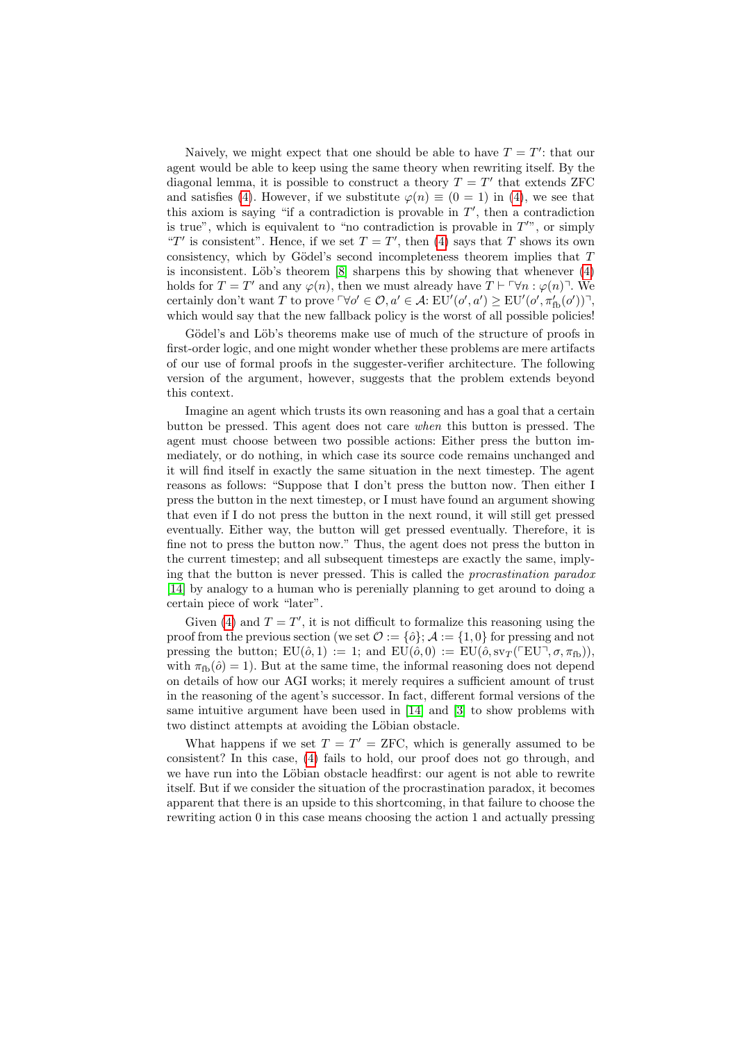Naively, we might expect that one should be able to have $T = T'$: that our agent would be able to keep using the same theory when rewriting itself. By the diagonal lemma, it is possible to construct a theory $T = T'$ that extends ZFC and satisfies (4). However, if we substitute $\varphi(n) \equiv (0 = 1)$ in (4), we see that this axiom is saying "if a contradiction is provable in $T'$, then a contradiction is true", which is equivalent to "no contradiction is provable in $T'$", or simply "$T'$ is consistent". Hence, if we set $T = T'$, then (4) says that $T$ shows its own consistency, which by Gödel's second incompleteness theorem implies that $T$ is inconsistent. Löb's theorem [8] sharpens this by showing that whenever (4) holds for $T = T'$ and any $\varphi(n)$, then we must already have $T \vdash \ulcorner \forall n : \varphi(n) \urcorner$. We certainly don't want $T$ to prove $\ulcorner \forall o' \in \mathcal{O}, a' \in \mathcal{A}\colon \mathrm{EU}'(o', a') \geq \mathrm{EU}'(o', \pi'_{\mathrm{fb}}(o')) \urcorner$, which would say that the new fallback policy is the worst of all possible policies!

Gödel's and Löb's theorems make use of much of the structure of proofs in first-order logic, and one might wonder whether these problems are mere artifacts of our use of formal proofs in the suggester-verifier architecture. The following version of the argument, however, suggests that the problem extends beyond this context.

Imagine an agent which trusts its own reasoning and has a goal that a certain button be pressed. This agent does not care *when* this button is pressed. The agent must choose between two possible actions: Either press the button immediately, or do nothing, in which case its source code remains unchanged and it will find itself in exactly the same situation in the next timestep. The agent reasons as follows: "Suppose that I don't press the button now. Then either I press the button in the next timestep, or I must have found an argument showing that even if I do not press the button in the next round, it will still get pressed eventually. Either way, the button will get pressed eventually. Therefore, it is fine not to press the button now." Thus, the agent does not press the button in the current timestep; and all subsequent timesteps are exactly the same, implying that the button is never pressed. This is called the *procrastination paradox* [14] by analogy to a human who is perenially planning to get around to doing a certain piece of work "later".

Given (4) and $T = T'$, it is not difficult to formalize this reasoning using the proof from the previous section (we set $\mathcal{O} := \{\hat{o}\}$; $\mathcal{A} := \{1, 0\}$ for pressing and not pressing the button; $\mathrm{EU}(\hat{o}, 1) := 1$; and $\mathrm{EU}(\hat{o}, 0) := \mathrm{EU}(\hat{o}, \mathrm{sv}_T(\ulcorner \mathrm{EU} \urcorner, \sigma, \pi_{\mathrm{fb}}))$, with $\pi_{\mathrm{fb}}(\hat{o}) = 1$). But at the same time, the informal reasoning does not depend on details of how our AGI works; it merely requires a sufficient amount of trust in the reasoning of the agent's successor. In fact, different formal versions of the same intuitive argument have been used in [14] and [3] to show problems with two distinct attempts at avoiding the Löbian obstacle.

What happens if we set $T = T' = \mathrm{ZFC}$, which is generally assumed to be consistent? In this case, (4) fails to hold, our proof does not go through, and we have run into the Löbian obstacle headfirst: our agent is not able to rewrite itself. But if we consider the situation of the procrastination paradox, it becomes apparent that there is an upside to this shortcoming, in that failure to choose the rewriting action 0 in this case means choosing the action 1 and actually pressing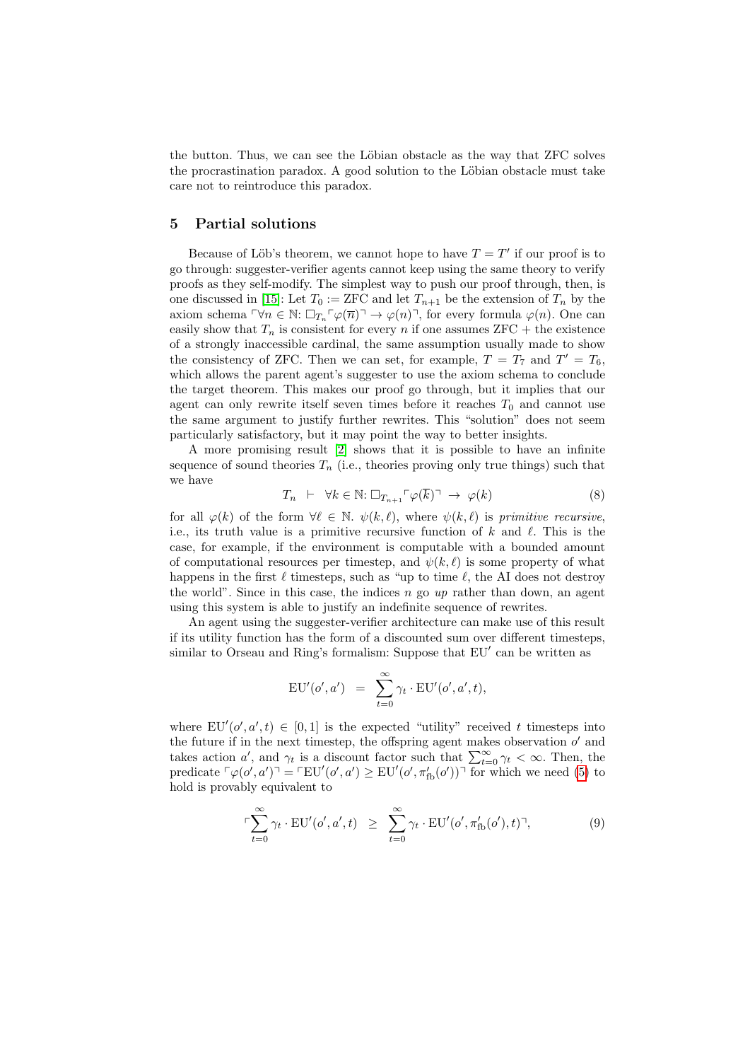the button. Thus, we can see the Löbian obstacle as the way that ZFC solves the procrastination paradox. A good solution to the Löbian obstacle must take care not to reintroduce this paradox.

## 5 Partial solutions

Because of Löb's theorem, we cannot hope to have $T = T'$ if our proof is to go through: suggester-verifier agents cannot keep using the same theory to verify proofs as they self-modify. The simplest way to push our proof through, then, is one discussed in [15]: Let $T_0 := \text{ZFC}$ and let $T_{n+1}$ be the extension of $T_n$ by the axiom schema $\ulcorner \forall n \in \mathbb{N}\colon \Box_{T_n} \ulcorner \varphi(\overline{n}) \urcorner \to \varphi(n) \urcorner$, for every formula $\varphi(n)$. One can easily show that $T_n$ is consistent for every $n$ if one assumes ZFC + the existence of a strongly inaccessible cardinal, the same assumption usually made to show the consistency of ZFC. Then we can set, for example, $T = T_7$ and $T' = T_6$, which allows the parent agent's suggester to use the axiom schema to conclude the target theorem. This makes our proof go through, but it implies that our agent can only rewrite itself seven times before it reaches $T_0$ and cannot use the same argument to justify further rewrites. This "solution" does not seem particularly satisfactory, but it may point the way to better insights.

A more promising result [2] shows that it is possible to have an infinite sequence of sound theories $T_n$ (i.e., theories proving only true things) such that we have

$$T_n \;\vdash\; \forall k \in \mathbb{N}\colon \Box_{T_{n+1}} \ulcorner \varphi(\overline{k}) \urcorner \;\to\; \varphi(k) \tag{8}$$

for all $\varphi(k)$ of the form $\forall \ell \in \mathbb{N}.\ \psi(k, \ell)$, where $\psi(k, \ell)$ is *primitive recursive*, i.e., its truth value is a primitive recursive function of $k$ and $\ell$. This is the case, for example, if the environment is computable with a bounded amount of computational resources per timestep, and $\psi(k, \ell)$ is some property of what happens in the first $\ell$ timesteps, such as "up to time $\ell$, the AI does not destroy the world". Since in this case, the indices $n$ go *up* rather than down, an agent using this system is able to justify an indefinite sequence of rewrites.

An agent using the suggester-verifier architecture can make use of this result if its utility function has the form of a discounted sum over different timesteps, similar to Orseau and Ring's formalism: Suppose that $\text{EU}'$ can be written as

$$\text{EU}'(o', a') \;=\; \sum_{t=0}^{\infty} \gamma_t \cdot \text{EU}'(o', a', t),$$

where $\text{EU}'(o', a', t) \in [0, 1]$ is the expected "utility" received $t$ timesteps into the future if in the next timestep, the offspring agent makes observation $o'$ and takes action $a'$, and $\gamma_t$ is a discount factor such that $\sum_{t=0}^{\infty} \gamma_t < \infty$. Then, the predicate $\ulcorner \varphi(o', a') \urcorner = \ulcorner \text{EU}'(o', a') \geq \text{EU}'(o', \pi'_{\text{fb}}(o')) \urcorner$ for which we need (5) to hold is provably equivalent to

$$\ulcorner \sum_{t=0}^{\infty} \gamma_t \cdot \text{EU}'(o', a', t) \;\geq\; \sum_{t=0}^{\infty} \gamma_t \cdot \text{EU}'(o', \pi'_{\text{fb}}(o'), t) \urcorner, \tag{9}$$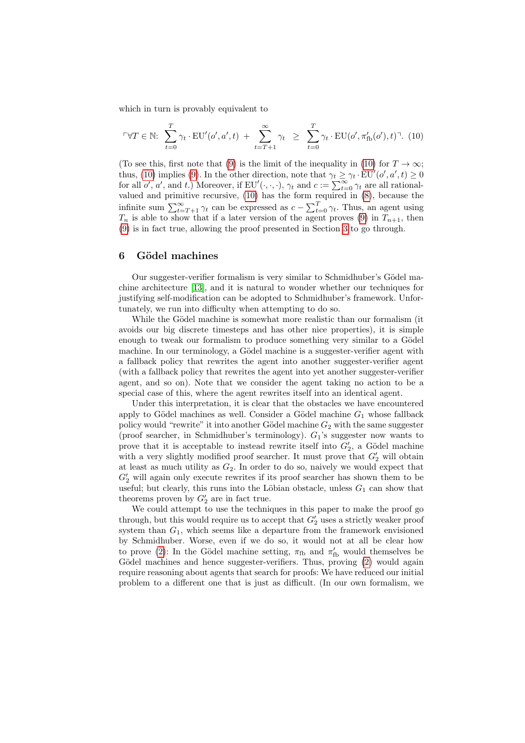which in turn is provably equivalent to

$$\ulcorner \forall T \in \mathbb{N}\colon \ \sum_{t=0}^{T} \gamma_t \cdot \mathrm{EU}'(o', a', t) \ + \ \sum_{t=T+1}^{\infty} \gamma_t \ \geq \ \sum_{t=0}^{T} \gamma_t \cdot \mathrm{EU}(o', \pi'_{\mathrm{fb}}(o'), t) \urcorner. \quad (10)$$

(To see this, first note that (9) is the limit of the inequality in (10) for $T \to \infty$; thus, (10) implies (9). In the other direction, note that $\gamma_t \geq \gamma_t \cdot \mathrm{EU}'(o', a', t) \geq 0$ for all $o'$, $a'$, and $t$.) Moreover, if $\mathrm{EU}'(\cdot, \cdot, \cdot)$, $\gamma_t$ and $c := \sum_{t=0}^{\infty} \gamma_t$ are all rational-valued and primitive recursive, (10) has the form required in (8), because the infinite sum $\sum_{t=T+1}^{\infty} \gamma_t$ can be expressed as $c - \sum_{t=0}^{T} \gamma_t$. Thus, an agent using $T_n$ is able to show that if a later version of the agent proves (9) in $T_{n+1}$, then (9) is in fact true, allowing the proof presented in Section 3 to go through.

## 6 Gödel machines

Our suggester-verifier formalism is very similar to Schmidhuber's Gödel machine architecture [13], and it is natural to wonder whether our techniques for justifying self-modification can be adopted to Schmidhuber's framework. Unfortunately, we run into difficulty when attempting to do so.

While the Gödel machine is somewhat more realistic than our formalism (it avoids our big discrete timesteps and has other nice properties), it is simple enough to tweak our formalism to produce something very similar to a Gödel machine. In our terminology, a Gödel machine is a suggester-verifier agent with a fallback policy that rewrites the agent into another suggester-verifier agent (with a fallback policy that rewrites the agent into yet another suggester-verifier agent, and so on). Note that we consider the agent taking no action to be a special case of this, where the agent rewrites itself into an identical agent.

Under this interpretation, it is clear that the obstacles we have encountered apply to Gödel machines as well. Consider a Gödel machine $G_1$ whose fallback policy would "rewrite" it into another Gödel machine $G_2$ with the same suggester (proof searcher, in Schmidhuber's terminology). $G_1$'s suggester now wants to prove that it is acceptable to instead rewrite itself into $G_2'$, a Gödel machine with a very slightly modified proof searcher. It must prove that $G_2'$ will obtain at least as much utility as $G_2$. In order to do so, naively we would expect that $G_2'$ will again only execute rewrites if its proof searcher has shown them to be useful; but clearly, this runs into the Löbian obstacle, unless $G_1$ can show that theorems proven by $G_2'$ are in fact true.

We could attempt to use the techniques in this paper to make the proof go through, but this would require us to accept that $G_2'$ uses a strictly weaker proof system than $G_1$, which seems like a departure from the framework envisioned by Schmidhuber. Worse, even if we do so, it would not at all be clear how to prove (2): In the Gödel machine setting, $\pi_{\mathrm{fb}}$ and $\pi'_{\mathrm{fb}}$ would themselves be Gödel machines and hence suggester-verifiers. Thus, proving (2) would again require reasoning about agents that search for proofs: We have reduced our initial problem to a different one that is just as difficult. (In our own formalism, we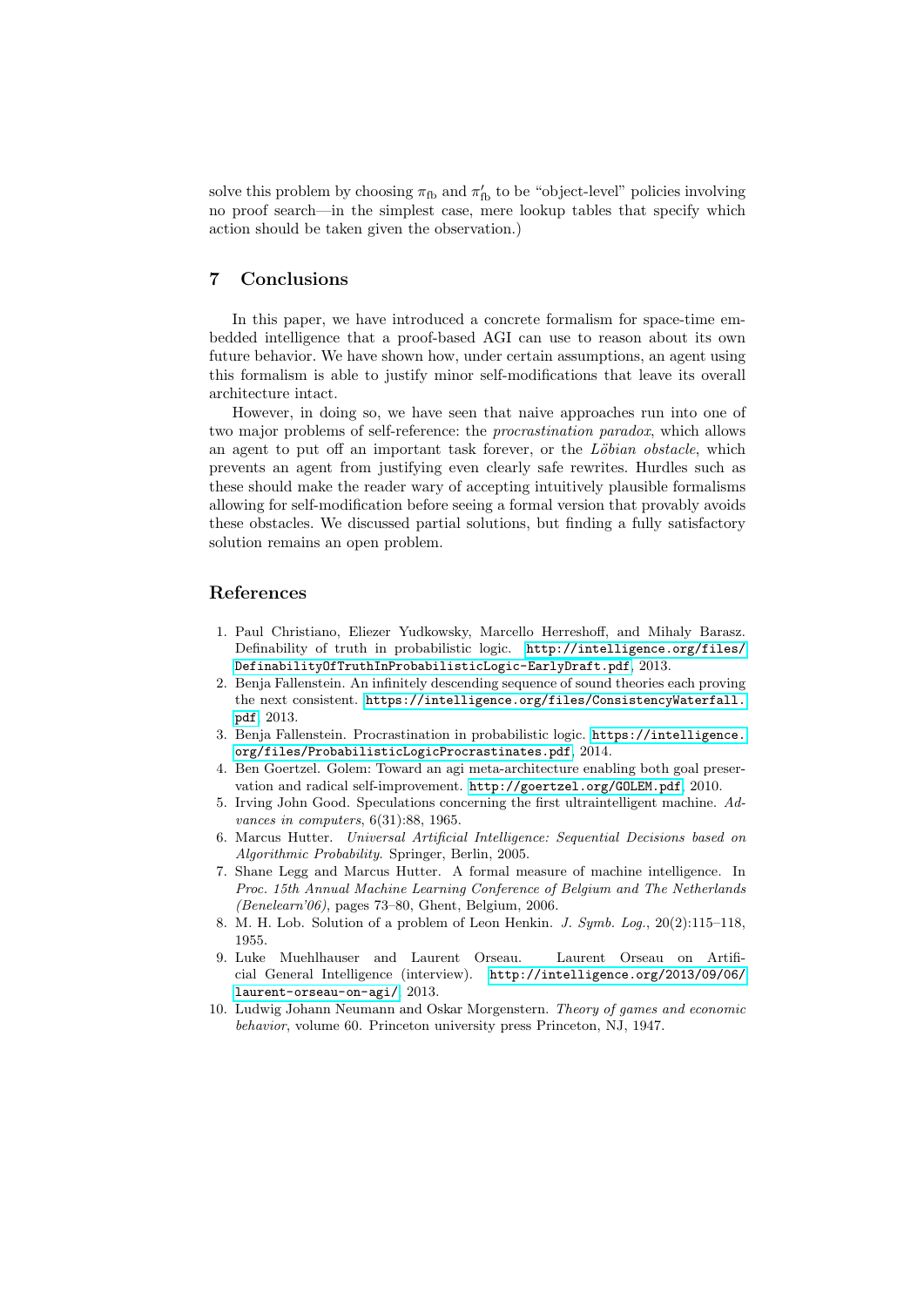solve this problem by choosing $\pi_{\text{fb}}$ and $\pi'_{\text{fb}}$ to be "object-level" policies involving no proof search—in the simplest case, mere lookup tables that specify which action should be taken given the observation.)

## 7 Conclusions

In this paper, we have introduced a concrete formalism for space-time embedded intelligence that a proof-based AGI can use to reason about its own future behavior. We have shown how, under certain assumptions, an agent using this formalism is able to justify minor self-modifications that leave its overall architecture intact.

However, in doing so, we have seen that naive approaches run into one of two major problems of self-reference: the *procrastination paradox*, which allows an agent to put off an important task forever, or the *Löbian obstacle*, which prevents an agent from justifying even clearly safe rewrites. Hurdles such as these should make the reader wary of accepting intuitively plausible formalisms allowing for self-modification before seeing a formal version that provably avoids these obstacles. We discussed partial solutions, but finding a fully satisfactory solution remains an open problem.

## References

1. Paul Christiano, Eliezer Yudkowsky, Marcello Herreshoff, and Mihaly Barasz. Definability of truth in probabilistic logic. http://intelligence.org/files/DefinabilityOfTruthInProbabilisticLogic-EarlyDraft.pdf, 2013.
2. Benja Fallenstein. An infinitely descending sequence of sound theories each proving the next consistent. https://intelligence.org/files/ConsistencyWaterfall.pdf, 2013.
3. Benja Fallenstein. Procrastination in probabilistic logic. https://intelligence.org/files/ProbabilisticLogicProcrastinates.pdf, 2014.
4. Ben Goertzel. Golem: Toward an agi meta-architecture enabling both goal preservation and radical self-improvement. http://goertzel.org/GOLEM.pdf, 2010.
5. Irving John Good. Speculations concerning the first ultraintelligent machine. *Advances in computers*, 6(31):88, 1965.
6. Marcus Hutter. *Universal Artificial Intelligence: Sequential Decisions based on Algorithmic Probability*. Springer, Berlin, 2005.
7. Shane Legg and Marcus Hutter. A formal measure of machine intelligence. In *Proc. 15th Annual Machine Learning Conference of Belgium and The Netherlands (Benelearn'06)*, pages 73–80, Ghent, Belgium, 2006.
8. M. H. Lob. Solution of a problem of Leon Henkin. *J. Symb. Log.*, 20(2):115–118, 1955.
9. Luke Muehlhauser and Laurent Orseau. Laurent Orseau on Artificial General Intelligence (interview). http://intelligence.org/2013/09/06/laurent-orseau-on-agi/, 2013.
10. Ludwig Johann Neumann and Oskar Morgenstern. *Theory of games and economic behavior*, volume 60. Princeton university press Princeton, NJ, 1947.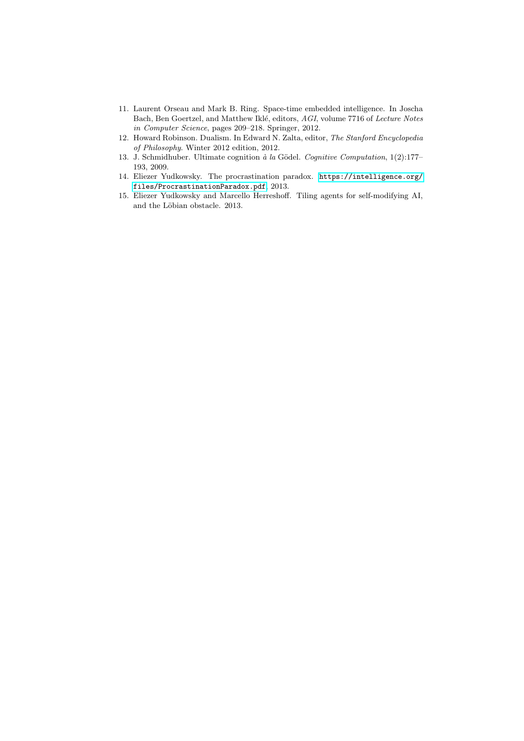11. Laurent Orseau and Mark B. Ring. Space-time embedded intelligence. In Joscha Bach, Ben Goertzel, and Matthew Iklé, editors, *AGI*, volume 7716 of *Lecture Notes in Computer Science*, pages 209–218. Springer, 2012.
12. Howard Robinson. Dualism. In Edward N. Zalta, editor, *The Stanford Encyclopedia of Philosophy*. Winter 2012 edition, 2012.
13. J. Schmidhuber. Ultimate cognition *à la* Gödel. *Cognitive Computation*, 1(2):177–193, 2009.
14. Eliezer Yudkowsky. The procrastination paradox. `https://intelligence.org/files/ProcrastinationParadox.pdf`, 2013.
15. Eliezer Yudkowsky and Marcello Herreshoff. Tiling agents for self-modifying AI, and the Löbian obstacle. 2013.